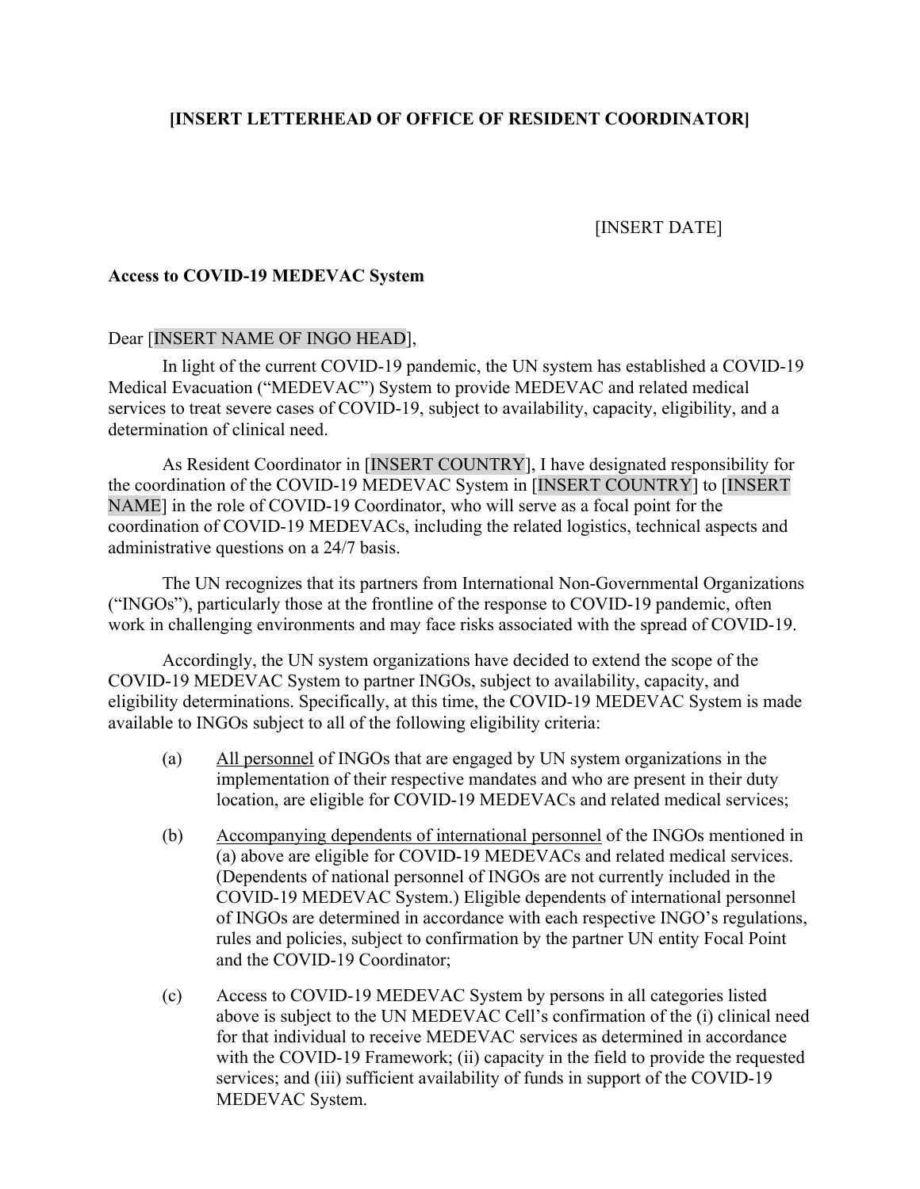**[INSERT LETTERHEAD OF OFFICE OF RESIDENT COORDINATOR]**

[INSERT DATE]

**Access to COVID-19 MEDEVAC System**

Dear [INSERT NAME OF INGO HEAD],

In light of the current COVID-19 pandemic, the UN system has established a COVID-19 Medical Evacuation ("MEDEVAC") System to provide MEDEVAC and related medical services to treat severe cases of COVID-19, subject to availability, capacity, eligibility, and a determination of clinical need.

As Resident Coordinator in [INSERT COUNTRY], I have designated responsibility for the coordination of the COVID-19 MEDEVAC System in [INSERT COUNTRY] to [INSERT NAME] in the role of COVID-19 Coordinator, who will serve as a focal point for the coordination of COVID-19 MEDEVACs, including the related logistics, technical aspects and administrative questions on a 24/7 basis.

The UN recognizes that its partners from International Non-Governmental Organizations ("INGOs"), particularly those at the frontline of the response to COVID-19 pandemic, often work in challenging environments and may face risks associated with the spread of COVID-19.

Accordingly, the UN system organizations have decided to extend the scope of the COVID-19 MEDEVAC System to partner INGOs, subject to availability, capacity, and eligibility determinations. Specifically, at this time, the COVID-19 MEDEVAC System is made available to INGOs subject to all of the following eligibility criteria:

(a) <u>All personnel</u> of INGOs that are engaged by UN system organizations in the implementation of their respective mandates and who are present in their duty location, are eligible for COVID-19 MEDEVACs and related medical services;

(b) <u>Accompanying dependents of international personnel</u> of the INGOs mentioned in (a) above are eligible for COVID-19 MEDEVACs and related medical services. (Dependents of national personnel of INGOs are not currently included in the COVID-19 MEDEVAC System.) Eligible dependents of international personnel of INGOs are determined in accordance with each respective INGO's regulations, rules and policies, subject to confirmation by the partner UN entity Focal Point and the COVID-19 Coordinator;

(c) Access to COVID-19 MEDEVAC System by persons in all categories listed above is subject to the UN MEDEVAC Cell's confirmation of the (i) clinical need for that individual to receive MEDEVAC services as determined in accordance with the COVID-19 Framework; (ii) capacity in the field to provide the requested services; and (iii) sufficient availability of funds in support of the COVID-19 MEDEVAC System.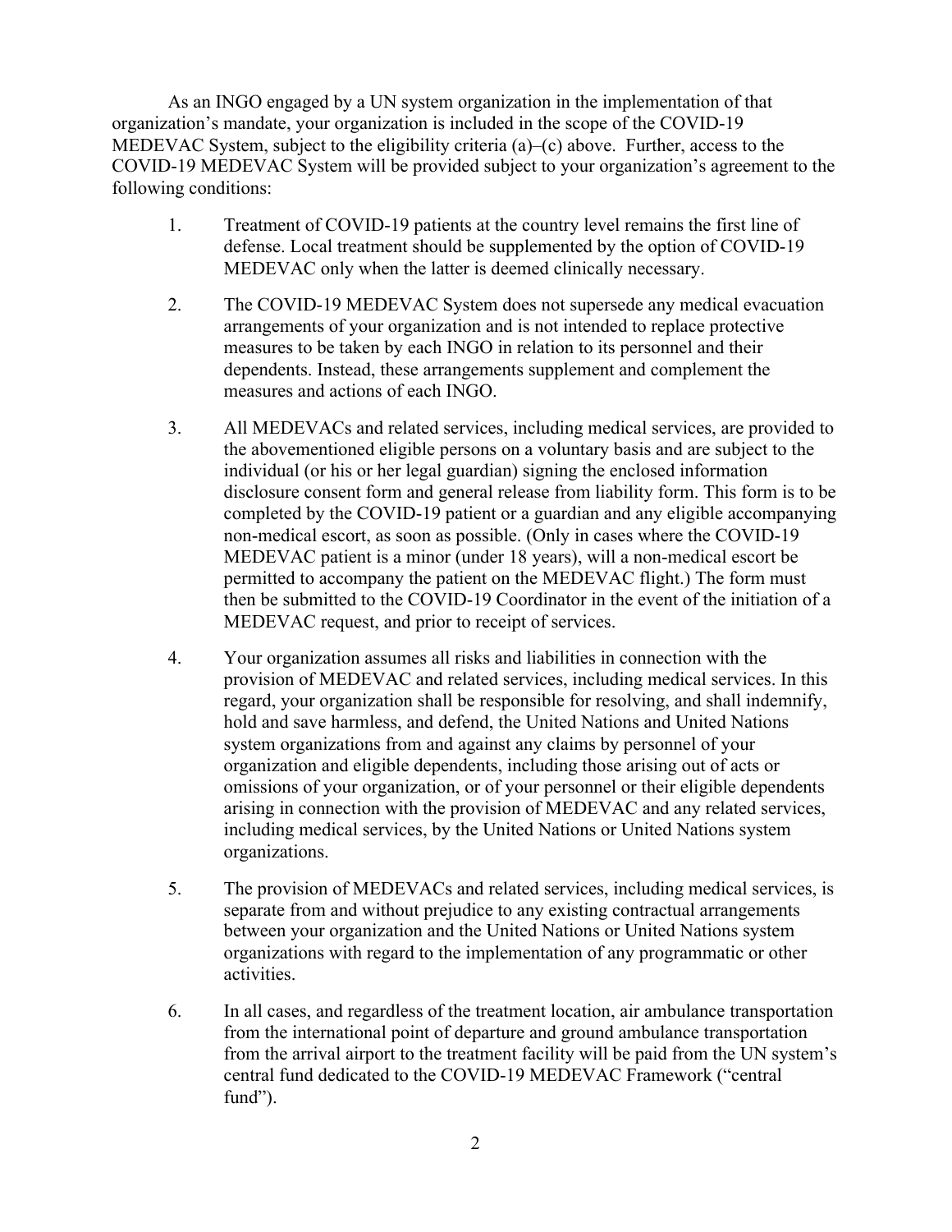As an INGO engaged by a UN system organization in the implementation of that organization's mandate, your organization is included in the scope of the COVID-19 MEDEVAC System, subject to the eligibility criteria (a)–(c) above. Further, access to the COVID-19 MEDEVAC System will be provided subject to your organization's agreement to the following conditions:

1. Treatment of COVID-19 patients at the country level remains the first line of defense. Local treatment should be supplemented by the option of COVID-19 MEDEVAC only when the latter is deemed clinically necessary.

2. The COVID-19 MEDEVAC System does not supersede any medical evacuation arrangements of your organization and is not intended to replace protective measures to be taken by each INGO in relation to its personnel and their dependents. Instead, these arrangements supplement and complement the measures and actions of each INGO.

3. All MEDEVACs and related services, including medical services, are provided to the abovementioned eligible persons on a voluntary basis and are subject to the individual (or his or her legal guardian) signing the enclosed information disclosure consent form and general release from liability form. This form is to be completed by the COVID-19 patient or a guardian and any eligible accompanying non-medical escort, as soon as possible. (Only in cases where the COVID-19 MEDEVAC patient is a minor (under 18 years), will a non-medical escort be permitted to accompany the patient on the MEDEVAC flight.) The form must then be submitted to the COVID-19 Coordinator in the event of the initiation of a MEDEVAC request, and prior to receipt of services.

4. Your organization assumes all risks and liabilities in connection with the provision of MEDEVAC and related services, including medical services. In this regard, your organization shall be responsible for resolving, and shall indemnify, hold and save harmless, and defend, the United Nations and United Nations system organizations from and against any claims by personnel of your organization and eligible dependents, including those arising out of acts or omissions of your organization, or of your personnel or their eligible dependents arising in connection with the provision of MEDEVAC and any related services, including medical services, by the United Nations or United Nations system organizations.

5. The provision of MEDEVACs and related services, including medical services, is separate from and without prejudice to any existing contractual arrangements between your organization and the United Nations or United Nations system organizations with regard to the implementation of any programmatic or other activities.

6. In all cases, and regardless of the treatment location, air ambulance transportation from the international point of departure and ground ambulance transportation from the arrival airport to the treatment facility will be paid from the UN system's central fund dedicated to the COVID-19 MEDEVAC Framework ("central fund").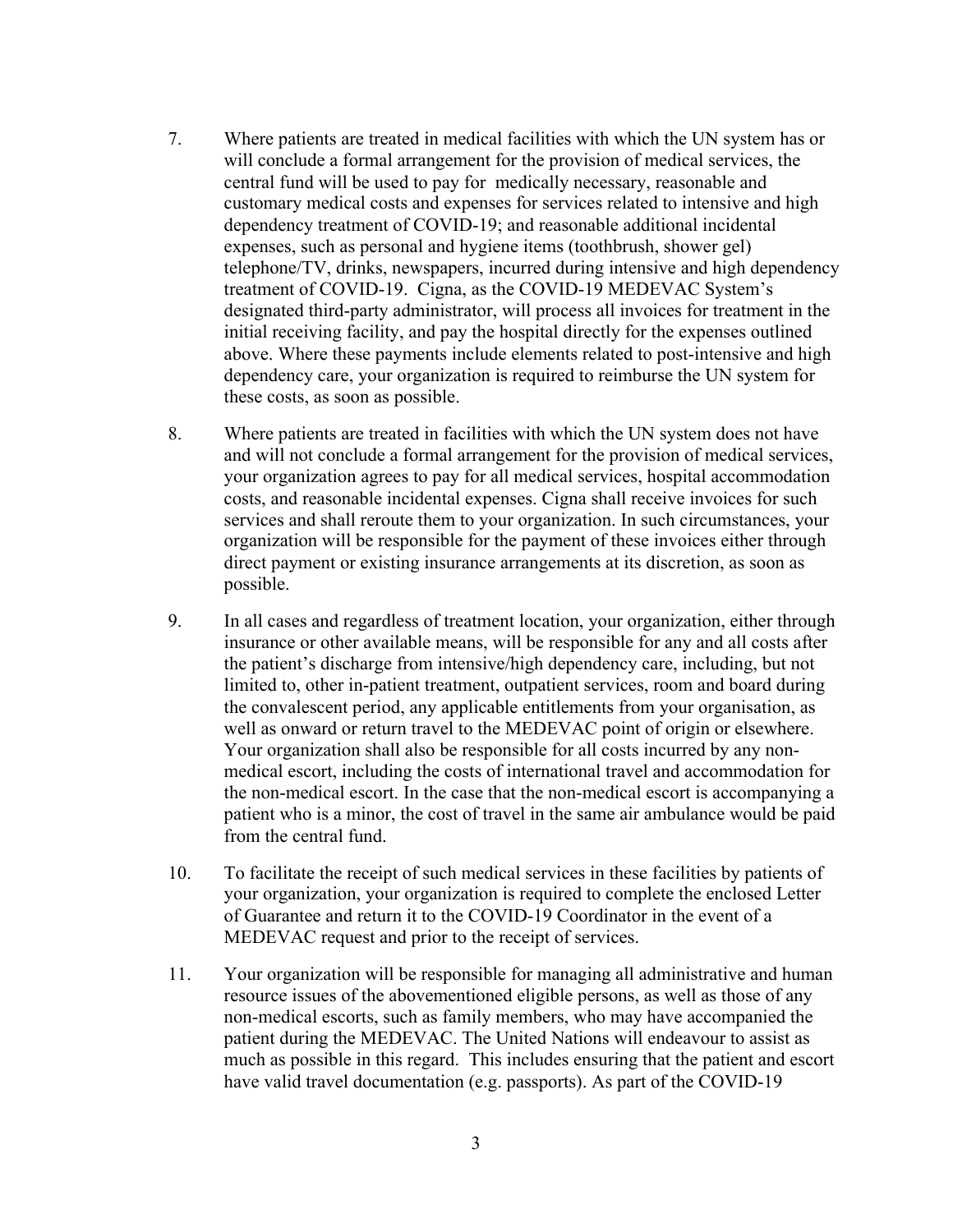7. Where patients are treated in medical facilities with which the UN system has or will conclude a formal arrangement for the provision of medical services, the central fund will be used to pay for medically necessary, reasonable and customary medical costs and expenses for services related to intensive and high dependency treatment of COVID-19; and reasonable additional incidental expenses, such as personal and hygiene items (toothbrush, shower gel) telephone/TV, drinks, newspapers, incurred during intensive and high dependency treatment of COVID-19. Cigna, as the COVID-19 MEDEVAC System's designated third-party administrator, will process all invoices for treatment in the initial receiving facility, and pay the hospital directly for the expenses outlined above. Where these payments include elements related to post-intensive and high dependency care, your organization is required to reimburse the UN system for these costs, as soon as possible.

8. Where patients are treated in facilities with which the UN system does not have and will not conclude a formal arrangement for the provision of medical services, your organization agrees to pay for all medical services, hospital accommodation costs, and reasonable incidental expenses. Cigna shall receive invoices for such services and shall reroute them to your organization. In such circumstances, your organization will be responsible for the payment of these invoices either through direct payment or existing insurance arrangements at its discretion, as soon as possible.

9. In all cases and regardless of treatment location, your organization, either through insurance or other available means, will be responsible for any and all costs after the patient's discharge from intensive/high dependency care, including, but not limited to, other in-patient treatment, outpatient services, room and board during the convalescent period, any applicable entitlements from your organisation, as well as onward or return travel to the MEDEVAC point of origin or elsewhere. Your organization shall also be responsible for all costs incurred by any non-medical escort, including the costs of international travel and accommodation for the non-medical escort. In the case that the non-medical escort is accompanying a patient who is a minor, the cost of travel in the same air ambulance would be paid from the central fund.

10. To facilitate the receipt of such medical services in these facilities by patients of your organization, your organization is required to complete the enclosed Letter of Guarantee and return it to the COVID-19 Coordinator in the event of a MEDEVAC request and prior to the receipt of services.

11. Your organization will be responsible for managing all administrative and human resource issues of the abovementioned eligible persons, as well as those of any non-medical escorts, such as family members, who may have accompanied the patient during the MEDEVAC. The United Nations will endeavour to assist as much as possible in this regard. This includes ensuring that the patient and escort have valid travel documentation (e.g. passports). As part of the COVID-19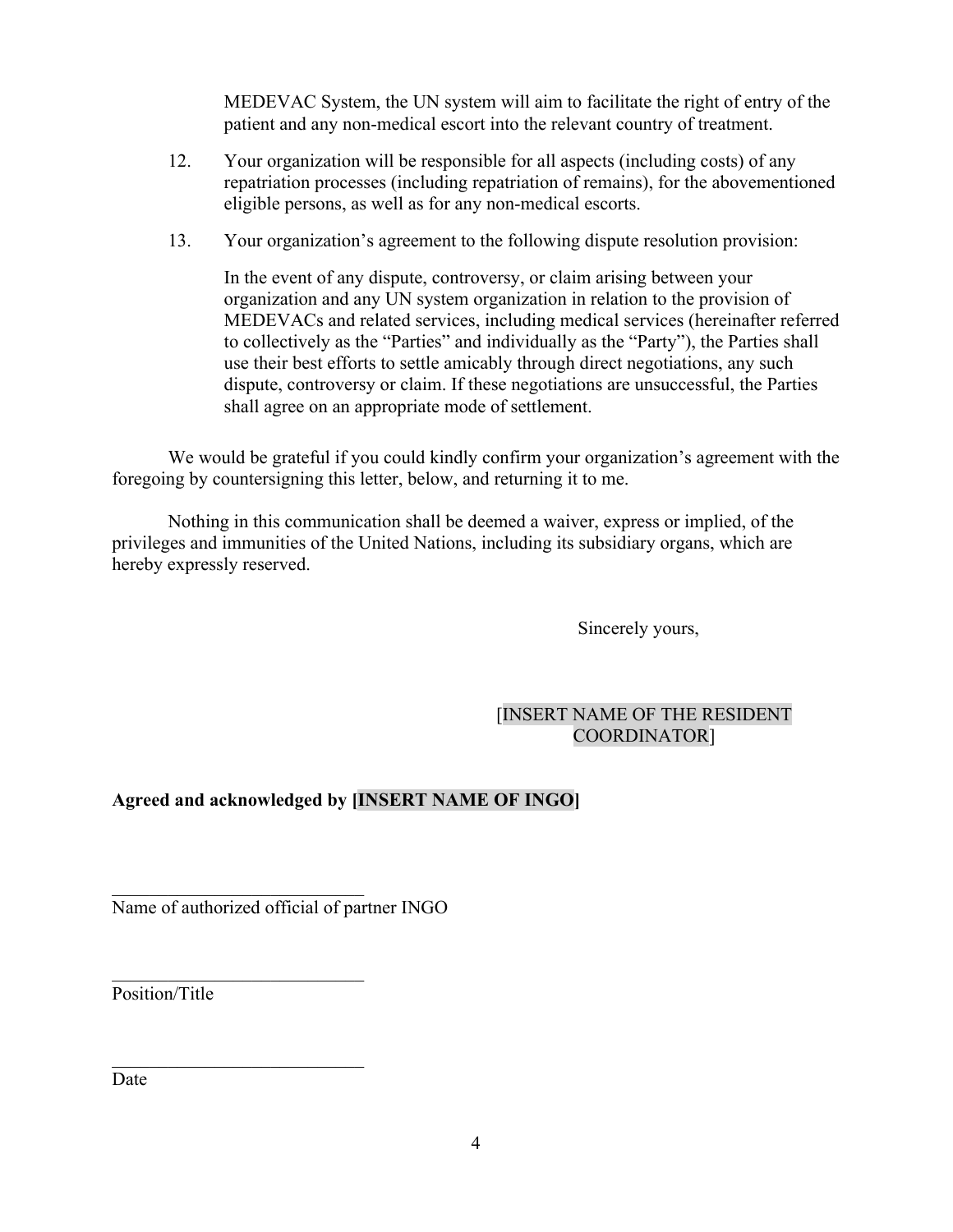MEDEVAC System, the UN system will aim to facilitate the right of entry of the patient and any non-medical escort into the relevant country of treatment.

12. Your organization will be responsible for all aspects (including costs) of any repatriation processes (including repatriation of remains), for the abovementioned eligible persons, as well as for any non-medical escorts.

13. Your organization's agreement to the following dispute resolution provision:

    In the event of any dispute, controversy, or claim arising between your organization and any UN system organization in relation to the provision of MEDEVACs and related services, including medical services (hereinafter referred to collectively as the "Parties" and individually as the "Party"), the Parties shall use their best efforts to settle amicably through direct negotiations, any such dispute, controversy or claim. If these negotiations are unsuccessful, the Parties shall agree on an appropriate mode of settlement.

We would be grateful if you could kindly confirm your organization's agreement with the foregoing by countersigning this letter, below, and returning it to me.

Nothing in this communication shall be deemed a waiver, express or implied, of the privileges and immunities of the United Nations, including its subsidiary organs, which are hereby expressly reserved.

Sincerely yours,

[INSERT NAME OF THE RESIDENT COORDINATOR]

**Agreed and acknowledged by [INSERT NAME OF INGO]**

\_\_\_\_\_\_\_\_\_\_\_\_\_\_\_\_\_\_\_\_\_\_\_\_\_\_\_\_
Name of authorized official of partner INGO

\_\_\_\_\_\_\_\_\_\_\_\_\_\_\_\_\_\_\_\_\_\_\_\_\_\_\_\_
Position/Title

\_\_\_\_\_\_\_\_\_\_\_\_\_\_\_\_\_\_\_\_\_\_\_\_\_\_\_\_
Date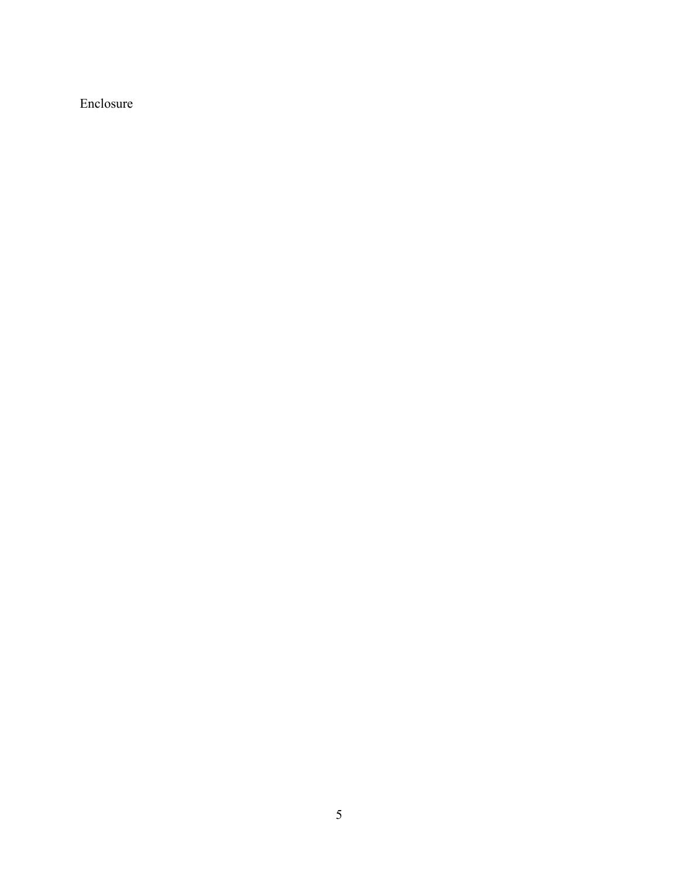Enclosure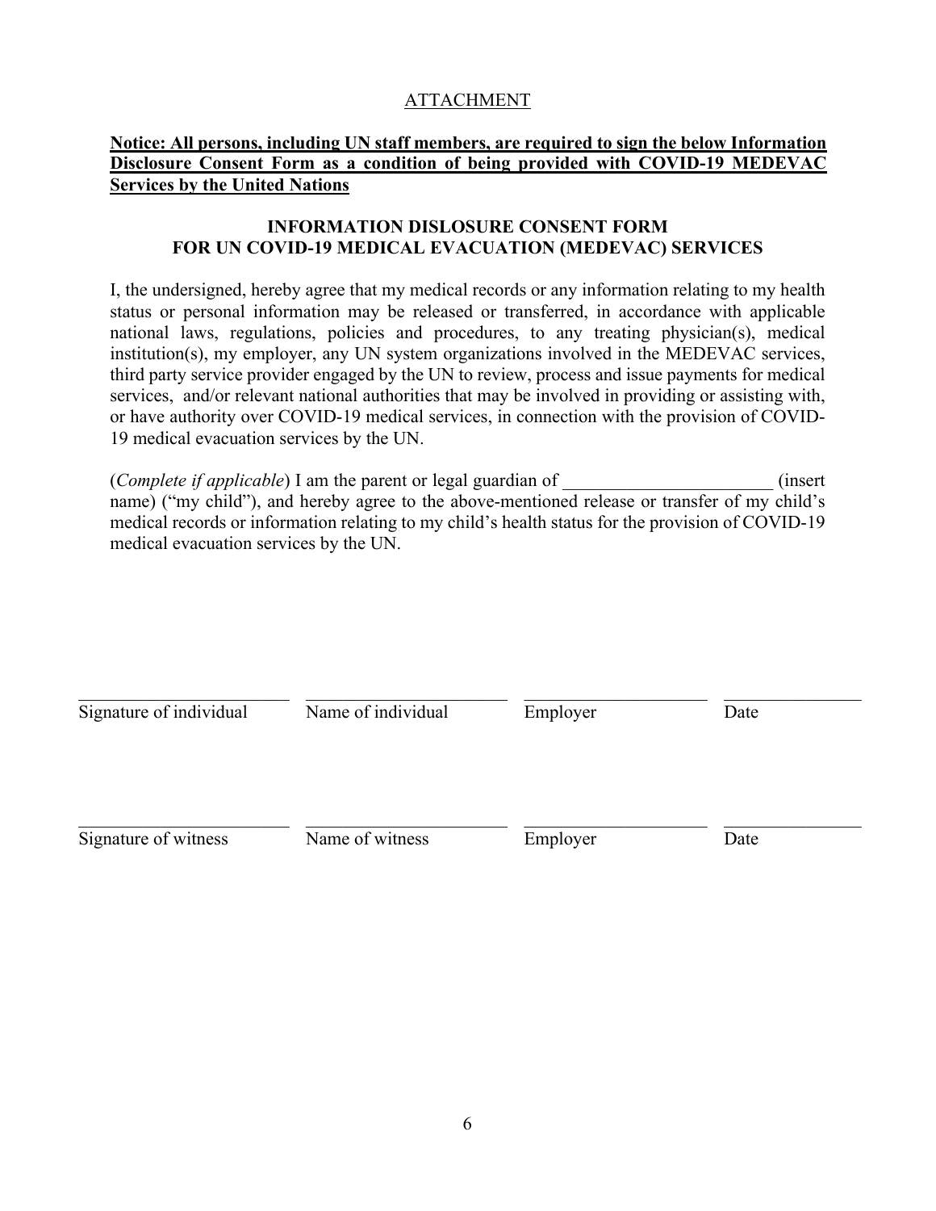ATTACHMENT

**Notice: All persons, including UN staff members, are required to sign the below Information Disclosure Consent Form as a condition of being provided with COVID-19 MEDEVAC Services by the United Nations**

## INFORMATION DISLOSURE CONSENT FORM FOR UN COVID-19 MEDICAL EVACUATION (MEDEVAC) SERVICES

I, the undersigned, hereby agree that my medical records or any information relating to my health status or personal information may be released or transferred, in accordance with applicable national laws, regulations, policies and procedures, to any treating physician(s), medical institution(s), my employer, any UN system organizations involved in the MEDEVAC services, third party service provider engaged by the UN to review, process and issue payments for medical services, and/or relevant national authorities that may be involved in providing or assisting with, or have authority over COVID-19 medical services, in connection with the provision of COVID-19 medical evacuation services by the UN.

(*Complete if applicable*) I am the parent or legal guardian of _______________________ (insert name) ("my child"), and hereby agree to the above-mentioned release or transfer of my child's medical records or information relating to my child's health status for the provision of COVID-19 medical evacuation services by the UN.

| ______________________ | ______________________ | ______________________ | ______________________ |
|---|---|---|---|
| Signature of individual | Name of individual | Employer | Date |

| ______________________ | ______________________ | ______________________ | ______________________ |
|---|---|---|---|
| Signature of witness | Name of witness | Employer | Date |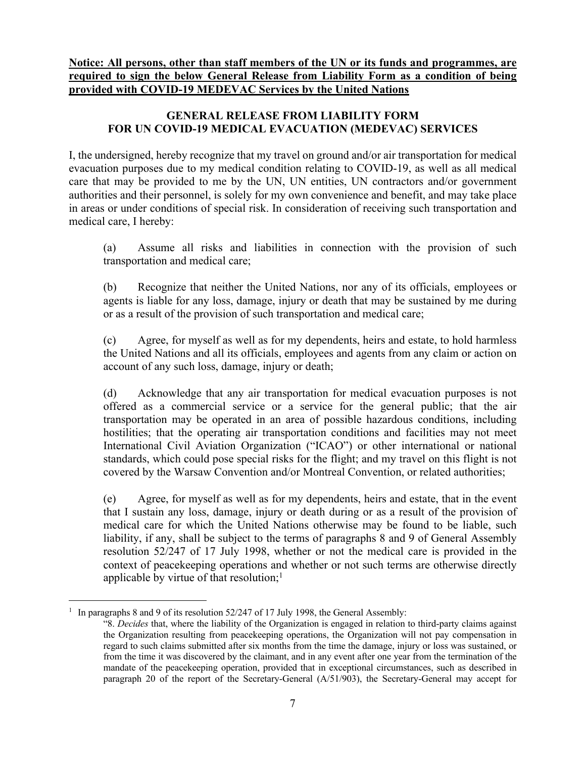**Notice: All persons, other than staff members of the UN or its funds and programmes, are required to sign the below General Release from Liability Form as a condition of being provided with COVID-19 MEDEVAC Services by the United Nations**

## GENERAL RELEASE FROM LIABILITY FORM FOR UN COVID-19 MEDICAL EVACUATION (MEDEVAC) SERVICES

I, the undersigned, hereby recognize that my travel on ground and/or air transportation for medical evacuation purposes due to my medical condition relating to COVID-19, as well as all medical care that may be provided to me by the UN, UN entities, UN contractors and/or government authorities and their personnel, is solely for my own convenience and benefit, and may take place in areas or under conditions of special risk. In consideration of receiving such transportation and medical care, I hereby:

(a) Assume all risks and liabilities in connection with the provision of such transportation and medical care;

(b) Recognize that neither the United Nations, nor any of its officials, employees or agents is liable for any loss, damage, injury or death that may be sustained by me during or as a result of the provision of such transportation and medical care;

(c) Agree, for myself as well as for my dependents, heirs and estate, to hold harmless the United Nations and all its officials, employees and agents from any claim or action on account of any such loss, damage, injury or death;

(d) Acknowledge that any air transportation for medical evacuation purposes is not offered as a commercial service or a service for the general public; that the air transportation may be operated in an area of possible hazardous conditions, including hostilities; that the operating air transportation conditions and facilities may not meet International Civil Aviation Organization ("ICAO") or other international or national standards, which could pose special risks for the flight; and my travel on this flight is not covered by the Warsaw Convention and/or Montreal Convention, or related authorities;

(e) Agree, for myself as well as for my dependents, heirs and estate, that in the event that I sustain any loss, damage, injury or death during or as a result of the provision of medical care for which the United Nations otherwise may be found to be liable, such liability, if any, shall be subject to the terms of paragraphs 8 and 9 of General Assembly resolution 52/247 of 17 July 1998, whether or not the medical care is provided in the context of peacekeeping operations and whether or not such terms are otherwise directly applicable by virtue of that resolution;[1]

---

[1] In paragraphs 8 and 9 of its resolution 52/247 of 17 July 1998, the General Assembly:

"8. *Decides* that, where the liability of the Organization is engaged in relation to third-party claims against the Organization resulting from peacekeeping operations, the Organization will not pay compensation in regard to such claims submitted after six months from the time the damage, injury or loss was sustained, or from the time it was discovered by the claimant, and in any event after one year from the termination of the mandate of the peacekeeping operation, provided that in exceptional circumstances, such as described in paragraph 20 of the report of the Secretary-General (A/51/903), the Secretary-General may accept for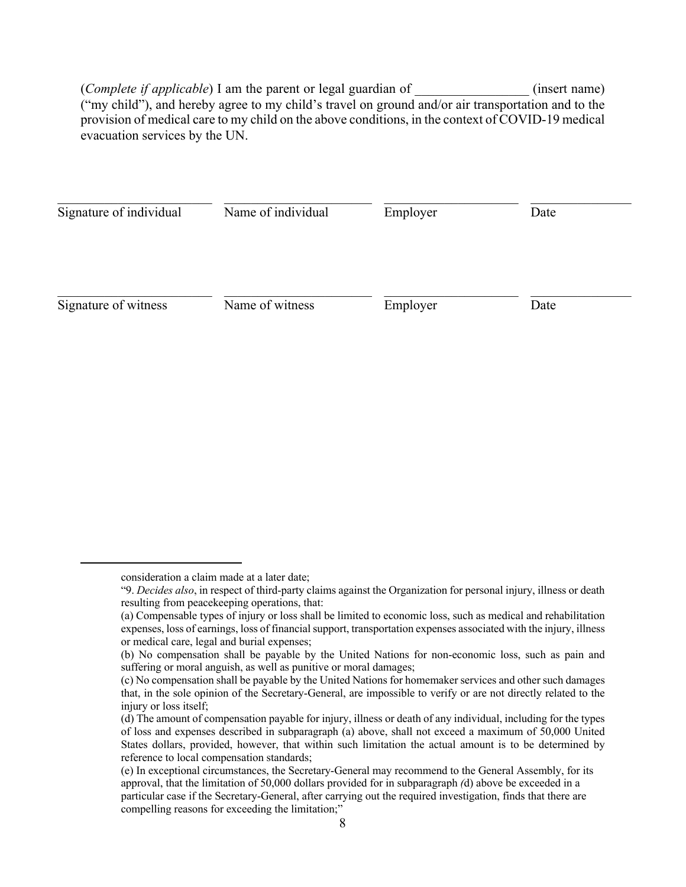(*Complete if applicable*) I am the parent or legal guardian of \_\_\_\_\_\_\_\_\_\_\_\_\_\_\_\_ (insert name) ("my child"), and hereby agree to my child's travel on ground and/or air transportation and to the provision of medical care to my child on the above conditions, in the context of COVID-19 medical evacuation services by the UN.

| \_\_\_\_\_\_\_\_\_\_\_\_\_\_\_\_\_\_\_\_ | \_\_\_\_\_\_\_\_\_\_\_\_\_\_\_\_\_\_\_\_ | \_\_\_\_\_\_\_\_\_\_\_\_\_\_\_\_\_\_\_\_ | \_\_\_\_\_\_\_\_\_\_\_\_\_\_ |
|---|---|---|---|
| Signature of individual | Name of individual | Employer | Date |

| \_\_\_\_\_\_\_\_\_\_\_\_\_\_\_\_\_\_\_\_ | \_\_\_\_\_\_\_\_\_\_\_\_\_\_\_\_\_\_\_\_ | \_\_\_\_\_\_\_\_\_\_\_\_\_\_\_\_\_\_\_\_ | \_\_\_\_\_\_\_\_\_\_\_\_\_\_ |
|---|---|---|---|
| Signature of witness | Name of witness | Employer | Date |

---

consideration a claim made at a later date;

"9. *Decides also*, in respect of third-party claims against the Organization for personal injury, illness or death resulting from peacekeeping operations, that:

(a) Compensable types of injury or loss shall be limited to economic loss, such as medical and rehabilitation expenses, loss of earnings, loss of financial support, transportation expenses associated with the injury, illness or medical care, legal and burial expenses;

(b) No compensation shall be payable by the United Nations for non-economic loss, such as pain and suffering or moral anguish, as well as punitive or moral damages;

(c) No compensation shall be payable by the United Nations for homemaker services and other such damages that, in the sole opinion of the Secretary-General, are impossible to verify or are not directly related to the injury or loss itself;

(d) The amount of compensation payable for injury, illness or death of any individual, including for the types of loss and expenses described in subparagraph (a) above, shall not exceed a maximum of 50,000 United States dollars, provided, however, that within such limitation the actual amount is to be determined by reference to local compensation standards;

(e) In exceptional circumstances, the Secretary-General may recommend to the General Assembly, for its approval, that the limitation of 50,000 dollars provided for in subparagraph *(*d) above be exceeded in a particular case if the Secretary-General, after carrying out the required investigation, finds that there are compelling reasons for exceeding the limitation;"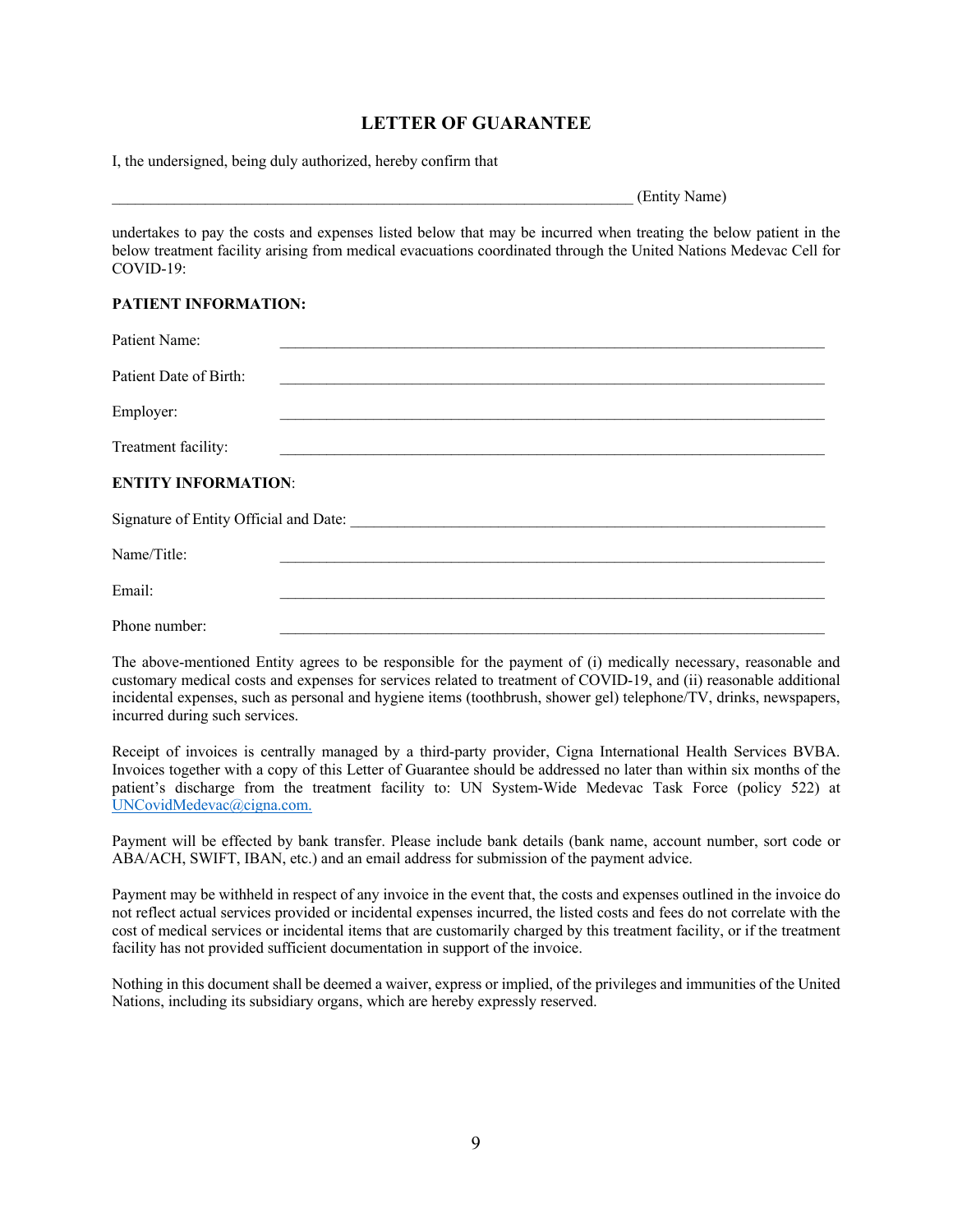# LETTER OF GUARANTEE

I, the undersigned, being duly authorized, hereby confirm that

_____________________________________________________________________ (Entity Name)

undertakes to pay the costs and expenses listed below that may be incurred when treating the below patient in the below treatment facility arising from medical evacuations coordinated through the United Nations Medevac Cell for COVID-19:

**PATIENT INFORMATION:**

Patient Name: _____________________________________________________________________

Patient Date of Birth: _____________________________________________________________________

Employer: _____________________________________________________________________

Treatment facility: _____________________________________________________________________

**ENTITY INFORMATION**:

Signature of Entity Official and Date: _________________________________________________________

Name/Title: _____________________________________________________________________

Email: _____________________________________________________________________

Phone number: _____________________________________________________________________

The above-mentioned Entity agrees to be responsible for the payment of (i) medically necessary, reasonable and customary medical costs and expenses for services related to treatment of COVID-19, and (ii) reasonable additional incidental expenses, such as personal and hygiene items (toothbrush, shower gel) telephone/TV, drinks, newspapers, incurred during such services.

Receipt of invoices is centrally managed by a third-party provider, Cigna International Health Services BVBA. Invoices together with a copy of this Letter of Guarantee should be addressed no later than within six months of the patient's discharge from the treatment facility to: UN System-Wide Medevac Task Force (policy 522) at UNCovidMedevac@cigna.com.

Payment will be effected by bank transfer. Please include bank details (bank name, account number, sort code or ABA/ACH, SWIFT, IBAN, etc.) and an email address for submission of the payment advice.

Payment may be withheld in respect of any invoice in the event that, the costs and expenses outlined in the invoice do not reflect actual services provided or incidental expenses incurred, the listed costs and fees do not correlate with the cost of medical services or incidental items that are customarily charged by this treatment facility, or if the treatment facility has not provided sufficient documentation in support of the invoice.

Nothing in this document shall be deemed a waiver, express or implied, of the privileges and immunities of the United Nations, including its subsidiary organs, which are hereby expressly reserved.